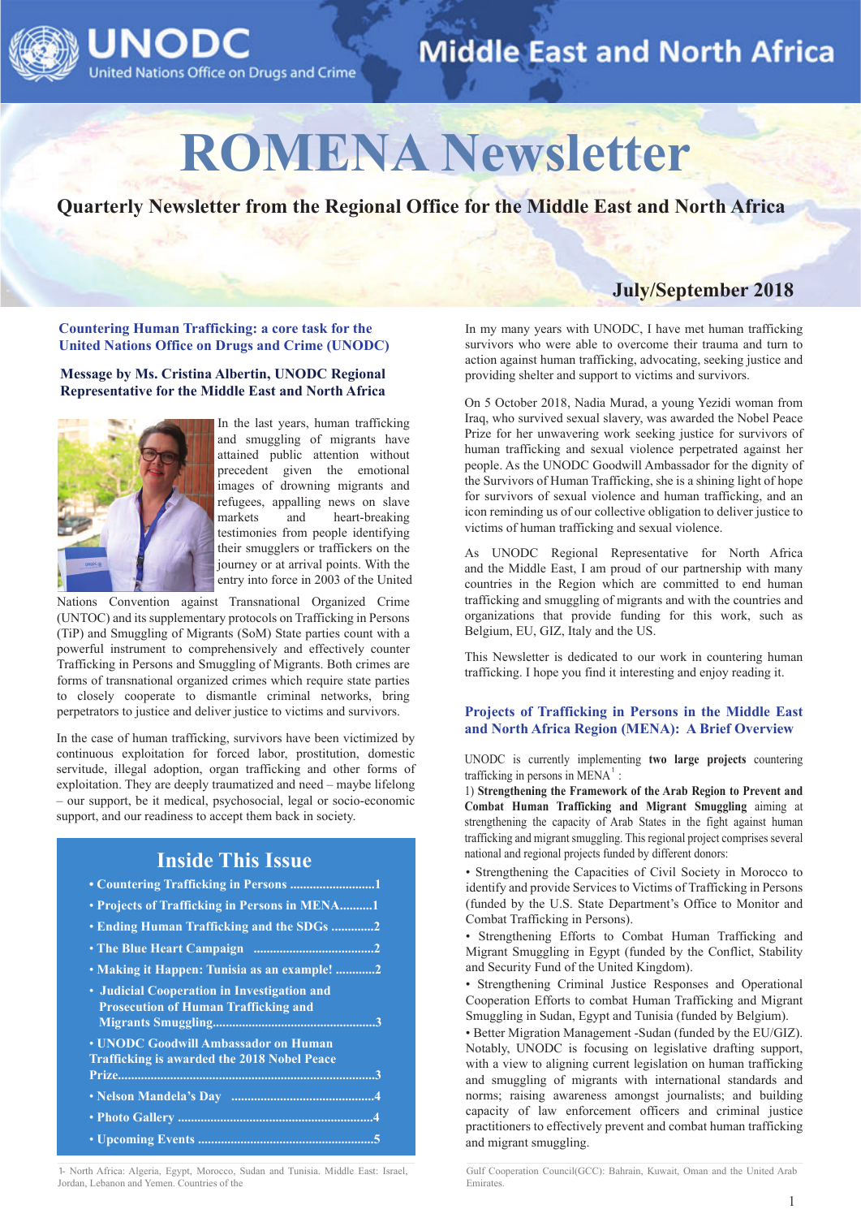UNODC
United Nations Office on Drugs and Crime

Middle East and North Africa

# ROMENA Newsletter

**Quarterly Newsletter from the Regional Office for the Middle East and North Africa**

**July/September 2018**

## Countering Human Trafficking: a core task for the United Nations Office on Drugs and Crime (UNODC)

### Message by Ms. Cristina Albertin, UNODC Regional Representative for the Middle East and North Africa

In the last years, human trafficking and smuggling of migrants have attained public attention without precedent given the emotional images of drowning migrants and refugees, appalling news on slave markets and heart-breaking testimonies from people identifying their smugglers or traffickers on the journey or at arrival points. With the entry into force in 2003 of the United Nations Convention against Transnational Organized Crime (UNTOC) and its supplementary protocols on Trafficking in Persons (TiP) and Smuggling of Migrants (SoM) State parties count with a powerful instrument to comprehensively and effectively counter Trafficking in Persons and Smuggling of Migrants. Both crimes are forms of transnational organized crimes which require state parties to closely cooperate to dismantle criminal networks, bring perpetrators to justice and deliver justice to victims and survivors.

In the case of human trafficking, survivors have been victimized by continuous exploitation for forced labor, prostitution, domestic servitude, illegal adoption, organ trafficking and other forms of exploitation. They are deeply traumatized and need – maybe lifelong – our support, be it medical, psychosocial, legal or socio-economic support, and our readiness to accept them back in society.

In my many years with UNODC, I have met human trafficking survivors who were able to overcome their trauma and turn to action against human trafficking, advocating, seeking justice and providing shelter and support to victims and survivors.

On 5 October 2018, Nadia Murad, a young Yezidi woman from Iraq, who survived sexual slavery, was awarded the Nobel Peace Prize for her unwavering work seeking justice for survivors of human trafficking and sexual violence perpetrated against her people. As the UNODC Goodwill Ambassador for the dignity of the Survivors of Human Trafficking, she is a shining light of hope for survivors of sexual violence and human trafficking, and an icon reminding us of our collective obligation to deliver justice to victims of human trafficking and sexual violence.

As UNODC Regional Representative for North Africa and the Middle East, I am proud of our partnership with many countries in the Region which are committed to end human trafficking and smuggling of migrants and with the countries and organizations that provide funding for this work, such as Belgium, EU, GIZ, Italy and the US.

This Newsletter is dedicated to our work in countering human trafficking. I hope you find it interesting and enjoy reading it.

## Inside This Issue

- Countering Trafficking in Persons ....................... 1
- Projects of Trafficking in Persons in MENA.......... 1
- Ending Human Trafficking and the SDGs ............ 2
- The Blue Heart Campaign .................................. 2
- Making it Happen: Tunisia as an example! ........... 2
- Judicial Cooperation in Investigation and Prosecution of Human Trafficking and Migrants Smuggling.................................................. 3
- UNODC Goodwill Ambassador on Human Trafficking is awarded the 2018 Nobel Peace Prize........................................................................... 3
- Nelson Mandela's Day ......................................... 4
- Photo Gallery ........................................................ 4
- Upcoming Events .................................................. 5

## Projects of Trafficking in Persons in the Middle East and North Africa Region (MENA): A Brief Overview

UNODC is currently implementing **two large projects** countering trafficking in persons in MENA[1]:

1) **Strengthening the Framework of the Arab Region to Prevent and Combat Human Trafficking and Migrant Smuggling** aiming at strengthening the capacity of Arab States in the fight against human trafficking and migrant smuggling. This regional project comprises several national and regional projects funded by different donors:

- Strengthening the Capacities of Civil Society in Morocco to identify and provide Services to Victims of Trafficking in Persons (funded by the U.S. State Department's Office to Monitor and Combat Trafficking in Persons).
- Strengthening Efforts to Combat Human Trafficking and Migrant Smuggling in Egypt (funded by the Conflict, Stability and Security Fund of the United Kingdom).
- Strengthening Criminal Justice Responses and Operational Cooperation Efforts to combat Human Trafficking and Migrant Smuggling in Sudan, Egypt and Tunisia (funded by Belgium).
- Better Migration Management -Sudan (funded by the EU/GIZ).

Notably, UNODC is focusing on legislative drafting support, with a view to aligning current legislation on human trafficking and smuggling of migrants with international standards and norms; raising awareness amongst journalists; and building capacity of law enforcement officers and criminal justice practitioners to effectively prevent and combat human trafficking and migrant smuggling.

1- North Africa: Algeria, Egypt, Morocco, Sudan and Tunisia. Middle East: Israel, Jordan, Lebanon and Yemen. Countries of the Gulf Cooperation Council(GCC): Bahrain, Kuwait, Oman and the United Arab Emirates.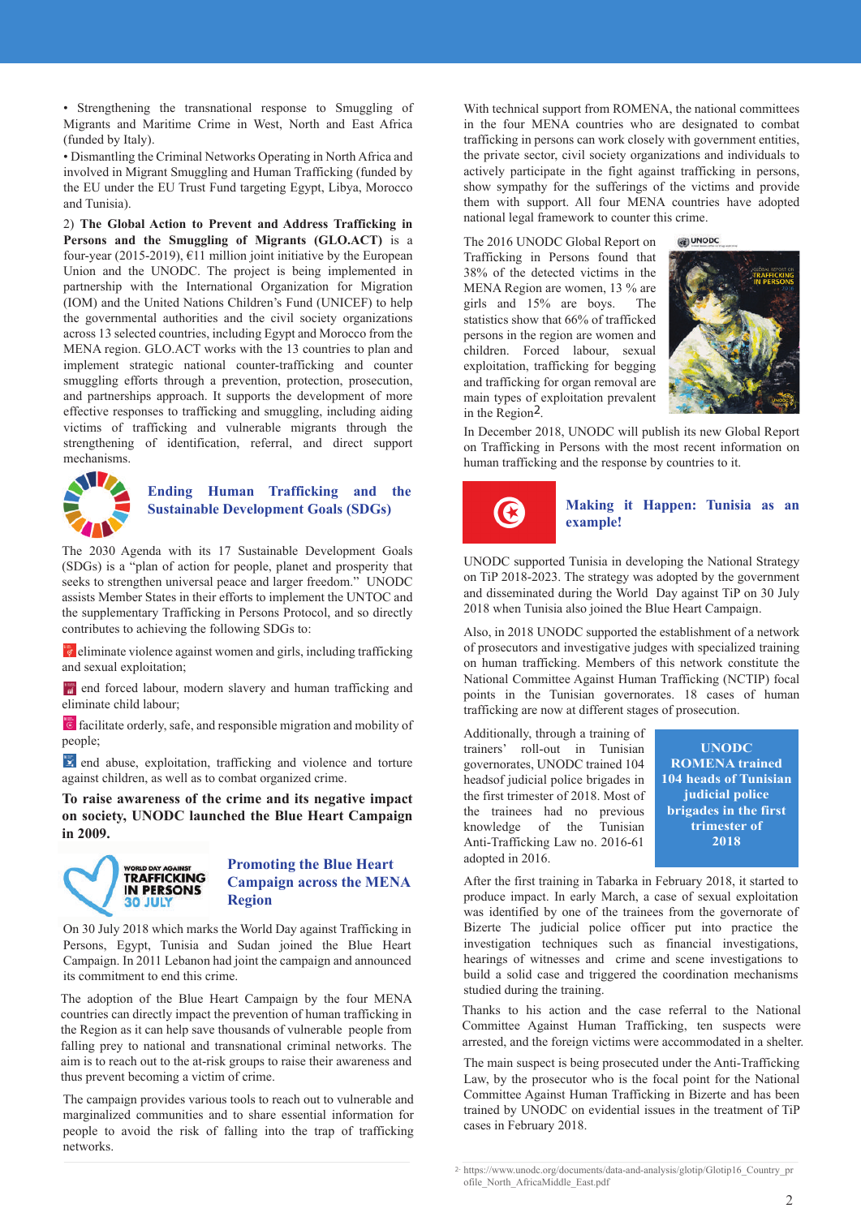• Strengthening the transnational response to Smuggling of Migrants and Maritime Crime in West, North and East Africa (funded by Italy).

• Dismantling the Criminal Networks Operating in North Africa and involved in Migrant Smuggling and Human Trafficking (funded by the EU under the EU Trust Fund targeting Egypt, Libya, Morocco and Tunisia).

2) **The Global Action to Prevent and Address Trafficking in Persons and the Smuggling of Migrants (GLO.ACT)** is a four-year (2015-2019), €11 million joint initiative by the European Union and the UNODC. The project is being implemented in partnership with the International Organization for Migration (IOM) and the United Nations Children's Fund (UNICEF) to help the governmental authorities and the civil society organizations across 13 selected countries, including Egypt and Morocco from the MENA region. GLO.ACT works with the 13 countries to plan and implement strategic national counter-trafficking and counter smuggling efforts through a prevention, protection, prosecution, and partnerships approach. It supports the development of more effective responses to trafficking and smuggling, including aiding victims of trafficking and vulnerable migrants through the strengthening of identification, referral, and direct support mechanisms.

## Ending Human Trafficking and the Sustainable Development Goals (SDGs)

The 2030 Agenda with its 17 Sustainable Development Goals (SDGs) is a "plan of action for people, planet and prosperity that seeks to strengthen universal peace and larger freedom." UNODC assists Member States in their efforts to implement the UNTOC and the supplementary Trafficking in Persons Protocol, and so directly contributes to achieving the following SDGs to:

- eliminate violence against women and girls, including trafficking and sexual exploitation;
- end forced labour, modern slavery and human trafficking and eliminate child labour;
- facilitate orderly, safe, and responsible migration and mobility of people;
- end abuse, exploitation, trafficking and violence and torture against children, as well as to combat organized crime.

**To raise awareness of the crime and its negative impact on society, UNODC launched the Blue Heart Campaign in 2009.**

WORLD DAY AGAINST TRAFFICKING IN PERSONS 30 JULY

## Promoting the Blue Heart Campaign across the MENA Region

On 30 July 2018 which marks the World Day against Trafficking in Persons, Egypt, Tunisia and Sudan joined the Blue Heart Campaign. In 2011 Lebanon had joint the campaign and announced its commitment to end this crime.

The adoption of the Blue Heart Campaign by the four MENA countries can directly impact the prevention of human trafficking in the Region as it can help save thousands of vulnerable people from falling prey to national and transnational criminal networks. The aim is to reach out to the at-risk groups to raise their awareness and thus prevent becoming a victim of crime.

The campaign provides various tools to reach out to vulnerable and marginalized communities and to share essential information for people to avoid the risk of falling into the trap of trafficking networks.

With technical support from ROMENA, the national committees in the four MENA countries who are designated to combat trafficking in persons can work closely with government entities, the private sector, civil society organizations and individuals to actively participate in the fight against trafficking in persons, show sympathy for the sufferings of the victims and provide them with support. All four MENA countries have adopted national legal framework to counter this crime.

The 2016 UNODC Global Report on Trafficking in Persons found that 38% of the detected victims in the MENA Region are women, 13 % are girls and 15% are boys. The statistics show that 66% of trafficked persons in the region are women and children. Forced labour, sexual exploitation, trafficking for begging and trafficking for organ removal are main types of exploitation prevalent in the Region[2].

In December 2018, UNODC will publish its new Global Report on Trafficking in Persons with the most recent information on human trafficking and the response by countries to it.

## Making it Happen: Tunisia as an example!

UNODC supported Tunisia in developing the National Strategy on TiP 2018-2023. The strategy was adopted by the government and disseminated during the World Day against TiP on 30 July 2018 when Tunisia also joined the Blue Heart Campaign.

Also, in 2018 UNODC supported the establishment of a network of prosecutors and investigative judges with specialized training on human trafficking. Members of this network constitute the National Committee Against Human Trafficking (NCTIP) focal points in the Tunisian governorates. 18 cases of human trafficking are now at different stages of prosecution.

Additionally, through a training of trainers' roll-out in Tunisian governorates, UNODC trained 104 headsof judicial police brigades in the first trimester of 2018. Most of the trainees had no previous knowledge of the Tunisian Anti-Trafficking Law no. 2016-61 adopted in 2016.

**UNODC ROMENA trained 104 heads of Tunisian judicial police brigades in the first trimester of 2018**

After the first training in Tabarka in February 2018, it started to produce impact. In early March, a case of sexual exploitation was identified by one of the trainees from the governorate of Bizerte The judicial police officer put into practice the investigation techniques such as financial investigations, hearings of witnesses and crime and scene investigations to build a solid case and triggered the coordination mechanisms studied during the training.

Thanks to his action and the case referral to the National Committee Against Human Trafficking, ten suspects were arrested, and the foreign victims were accommodated in a shelter.

The main suspect is being prosecuted under the Anti-Trafficking Law, by the prosecutor who is the focal point for the National Committee Against Human Trafficking in Bizerte and has been trained by UNODC on evidential issues in the treatment of TiP cases in February 2018.

---

[2] https://www.unodc.org/documents/data-and-analysis/glotip/Glotip16_Country_profile_North_AfricaMiddle_East.pdf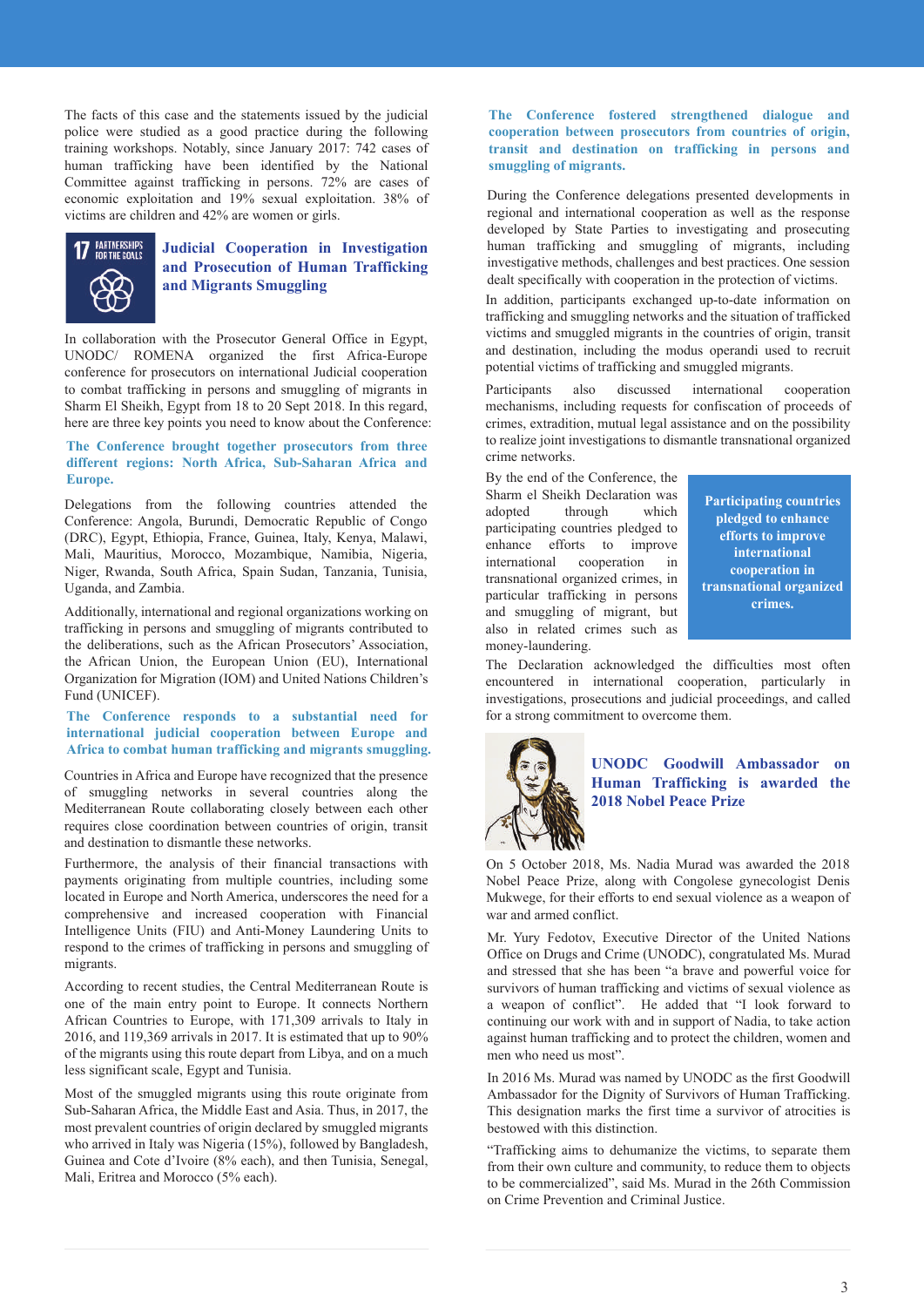The facts of this case and the statements issued by the judicial police were studied as a good practice during the following training workshops. Notably, since January 2017: 742 cases of human trafficking have been identified by the National Committee against trafficking in persons. 72% are cases of economic exploitation and 19% sexual exploitation. 38% of victims are children and 42% are women or girls.

## Judicial Cooperation in Investigation and Prosecution of Human Trafficking and Migrants Smuggling

In collaboration with the Prosecutor General Office in Egypt, UNODC/ ROMENA organized the first Africa-Europe conference for prosecutors on international Judicial cooperation to combat trafficking in persons and smuggling of migrants in Sharm El Sheikh, Egypt from 18 to 20 Sept 2018. In this regard, here are three key points you need to know about the Conference:

**The Conference brought together prosecutors from three different regions: North Africa, Sub-Saharan Africa and Europe.**

Delegations from the following countries attended the Conference: Angola, Burundi, Democratic Republic of Congo (DRC), Egypt, Ethiopia, France, Guinea, Italy, Kenya, Malawi, Mali, Mauritius, Morocco, Mozambique, Namibia, Nigeria, Niger, Rwanda, South Africa, Spain Sudan, Tanzania, Tunisia, Uganda, and Zambia.

Additionally, international and regional organizations working on trafficking in persons and smuggling of migrants contributed to the deliberations, such as the African Prosecutors' Association, the African Union, the European Union (EU), International Organization for Migration (IOM) and United Nations Children's Fund (UNICEF).

**The Conference responds to a substantial need for international judicial cooperation between Europe and Africa to combat human trafficking and migrants smuggling.**

Countries in Africa and Europe have recognized that the presence of smuggling networks in several countries along the Mediterranean Route collaborating closely between each other requires close coordination between countries of origin, transit and destination to dismantle these networks.

Furthermore, the analysis of their financial transactions with payments originating from multiple countries, including some located in Europe and North America, underscores the need for a comprehensive and increased cooperation with Financial Intelligence Units (FIU) and Anti-Money Laundering Units to respond to the crimes of trafficking in persons and smuggling of migrants.

According to recent studies, the Central Mediterranean Route is one of the main entry point to Europe. It connects Northern African Countries to Europe, with 171,309 arrivals to Italy in 2016, and 119,369 arrivals in 2017. It is estimated that up to 90% of the migrants using this route depart from Libya, and on a much less significant scale, Egypt and Tunisia.

Most of the smuggled migrants using this route originate from Sub-Saharan Africa, the Middle East and Asia. Thus, in 2017, the most prevalent countries of origin declared by smuggled migrants who arrived in Italy was Nigeria (15%), followed by Bangladesh, Guinea and Cote d'Ivoire (8% each), and then Tunisia, Senegal, Mali, Eritrea and Morocco (5% each).

**The Conference fostered strengthened dialogue and cooperation between prosecutors from countries of origin, transit and destination on trafficking in persons and smuggling of migrants.**

During the Conference delegations presented developments in regional and international cooperation as well as the response developed by State Parties to investigating and prosecuting human trafficking and smuggling of migrants, including investigative methods, challenges and best practices. One session dealt specifically with cooperation in the protection of victims.

In addition, participants exchanged up-to-date information on trafficking and smuggling networks and the situation of trafficked victims and smuggled migrants in the countries of origin, transit and destination, including the modus operandi used to recruit potential victims of trafficking and smuggled migrants.

Participants also discussed international cooperation mechanisms, including requests for confiscation of proceeds of crimes, extradition, mutual legal assistance and on the possibility to realize joint investigations to dismantle transnational organized crime networks.

By the end of the Conference, the Sharm el Sheikh Declaration was adopted through which participating countries pledged to enhance efforts to improve international cooperation in transnational organized crimes, in particular trafficking in persons and smuggling of migrant, but also in related crimes such as money-laundering.

**Participating countries pledged to enhance efforts to improve international cooperation in transnational organized crimes.**

The Declaration acknowledged the difficulties most often encountered in international cooperation, particularly in investigations, prosecutions and judicial proceedings, and called for a strong commitment to overcome them.

## UNODC Goodwill Ambassador on Human Trafficking is awarded the 2018 Nobel Peace Prize

On 5 October 2018, Ms. Nadia Murad was awarded the 2018 Nobel Peace Prize, along with Congolese gynecologist Denis Mukwege, for their efforts to end sexual violence as a weapon of war and armed conflict.

Mr. Yury Fedotov, Executive Director of the United Nations Office on Drugs and Crime (UNODC), congratulated Ms. Murad and stressed that she has been "a brave and powerful voice for survivors of human trafficking and victims of sexual violence as a weapon of conflict". He added that "I look forward to continuing our work with and in support of Nadia, to take action against human trafficking and to protect the children, women and men who need us most".

In 2016 Ms. Murad was named by UNODC as the first Goodwill Ambassador for the Dignity of Survivors of Human Trafficking. This designation marks the first time a survivor of atrocities is bestowed with this distinction.

"Trafficking aims to dehumanize the victims, to separate them from their own culture and community, to reduce them to objects to be commercialized", said Ms. Murad in the 26th Commission on Crime Prevention and Criminal Justice.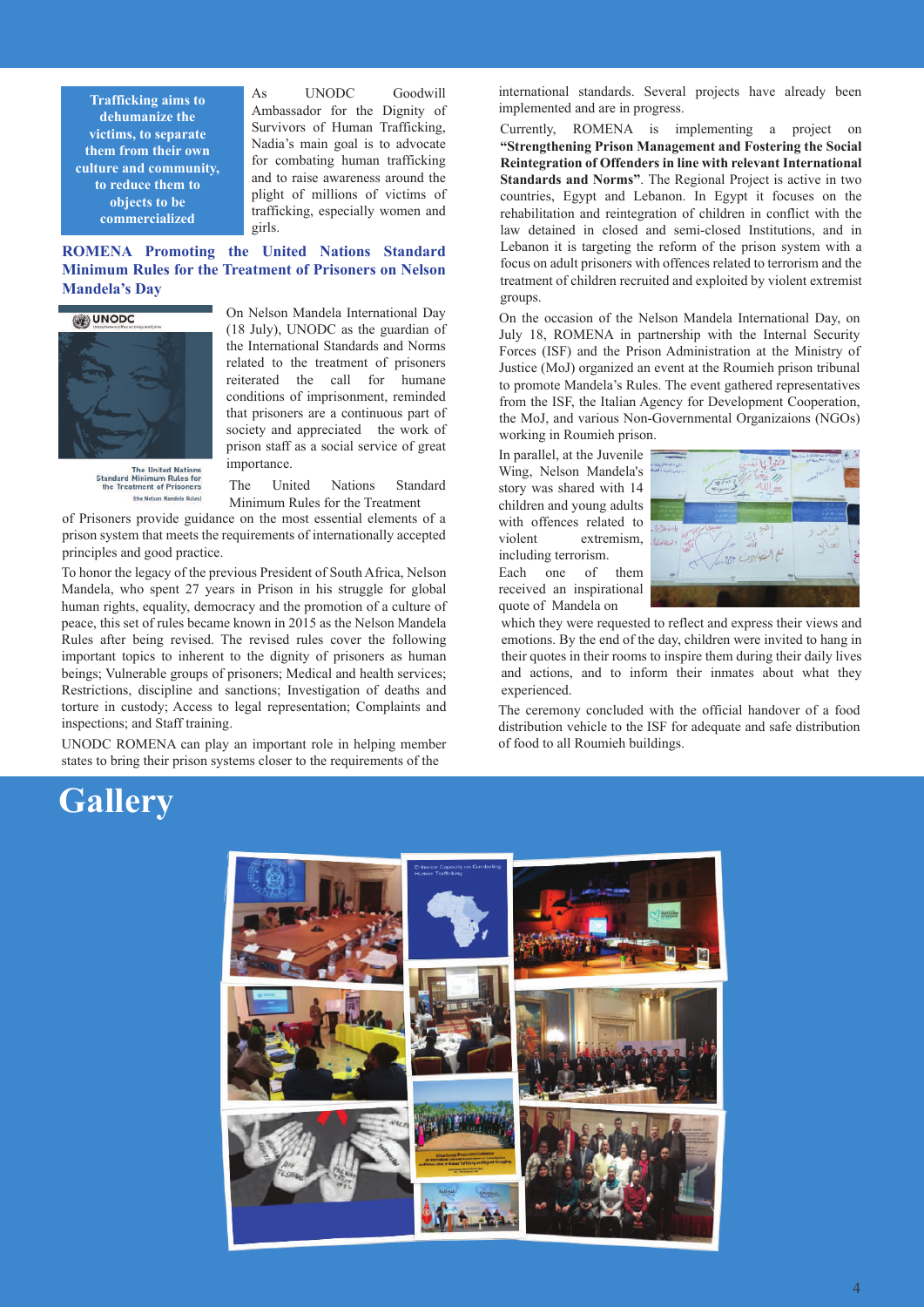**Trafficking aims to dehumanize the victims, to separate them from their own culture and community, to reduce them to objects to be commercialized**

As UNODC Goodwill Ambassador for the Dignity of Survivors of Human Trafficking, Nadia's main goal is to advocate for combating human trafficking and to raise awareness around the plight of millions of victims of trafficking, especially women and girls.

## ROMENA Promoting the United Nations Standard Minimum Rules for the Treatment of Prisoners on Nelson Mandela's Day

On Nelson Mandela International Day (18 July), UNODC as the guardian of the International Standards and Norms related to the treatment of prisoners reiterated the call for humane conditions of imprisonment, reminded that prisoners are a continuous part of society and appreciated the work of prison staff as a social service of great importance.

The United Nations Standard Minimum Rules for the Treatment of Prisoners provide guidance on the most essential elements of a prison system that meets the requirements of internationally accepted principles and good practice.

To honor the legacy of the previous President of South Africa, Nelson Mandela, who spent 27 years in Prison in his struggle for global human rights, equality, democracy and the promotion of a culture of peace, this set of rules became known in 2015 as the Nelson Mandela Rules after being revised. The revised rules cover the following important topics to inherent to the dignity of prisoners as human beings; Vulnerable groups of prisoners; Medical and health services; Restrictions, discipline and sanctions; Investigation of deaths and torture in custody; Access to legal representation; Complaints and inspections; and Staff training.

UNODC ROMENA can play an important role in helping member states to bring their prison systems closer to the requirements of the international standards. Several projects have already been implemented and are in progress.

Currently, ROMENA is implementing a project on **"Strengthening Prison Management and Fostering the Social Reintegration of Offenders in line with relevant International Standards and Norms"**. The Regional Project is active in two countries, Egypt and Lebanon. In Egypt it focuses on the rehabilitation and reintegration of children in conflict with the law detained in closed and semi-closed Institutions, and in Lebanon it is targeting the reform of the prison system with a focus on adult prisoners with offences related to terrorism and the treatment of children recruited and exploited by violent extremist groups.

On the occasion of the Nelson Mandela International Day, on July 18, ROMENA in partnership with the Internal Security Forces (ISF) and the Prison Administration at the Ministry of Justice (MoJ) organized an event at the Roumieh prison tribunal to promote Mandela's Rules. The event gathered representatives from the ISF, the Italian Agency for Development Cooperation, the MoJ, and various Non-Governmental Organizaions (NGOs) working in Roumieh prison.

In parallel, at the Juvenile Wing, Nelson Mandela's story was shared with 14 children and young adults with offences related to violent extremism, including terrorism. Each one of them received an inspirational quote of Mandela on which they were requested to reflect and express their views and emotions. By the end of the day, children were invited to hang in their quotes in their rooms to inspire them during their daily lives and actions, and to inform their inmates about what they experienced.

The ceremony concluded with the official handover of a food distribution vehicle to the ISF for adequate and safe distribution of food to all Roumieh buildings.

# Gallery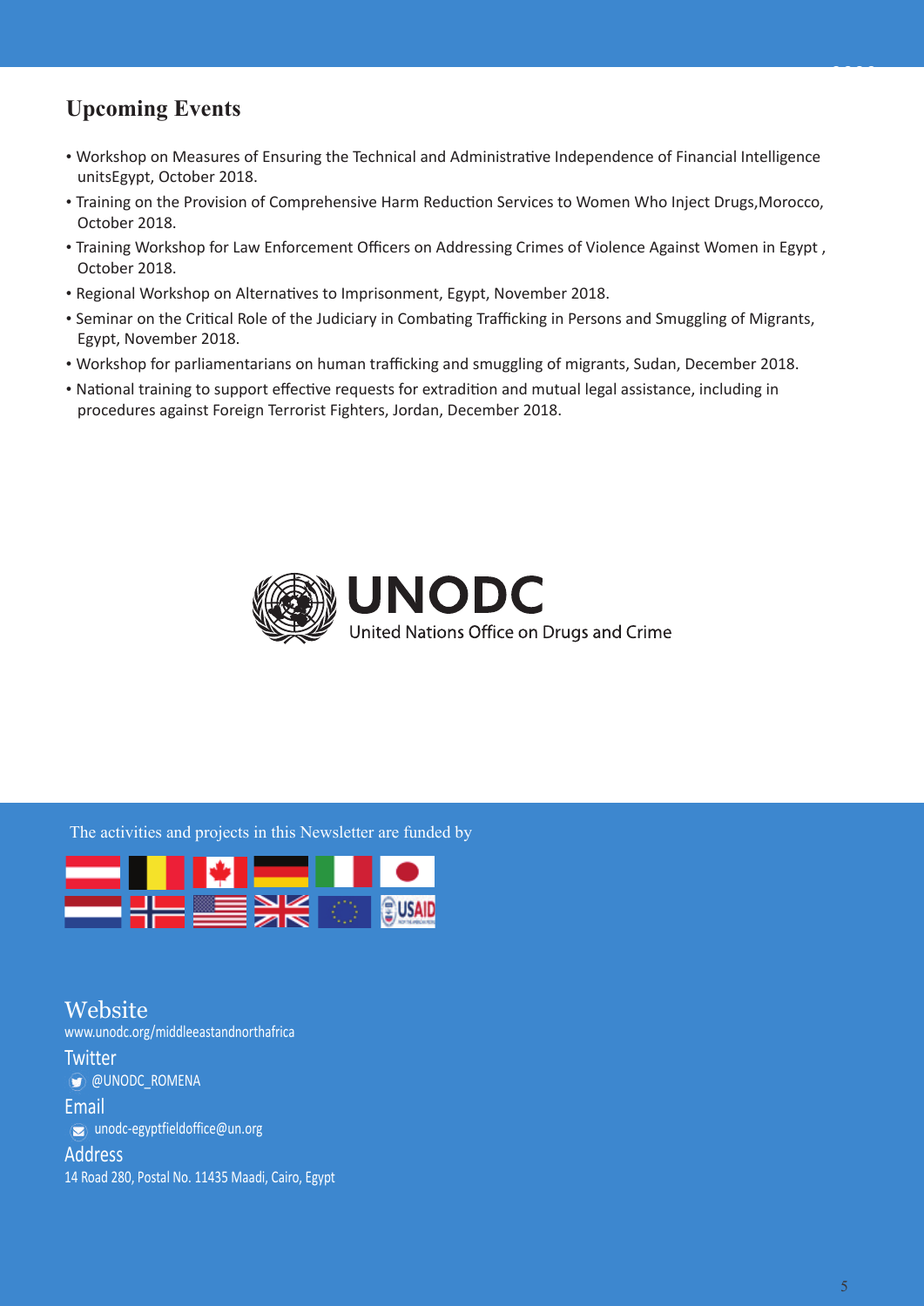## Upcoming Events

- Workshop on Measures of Ensuring the Technical and Administrative Independence of Financial Intelligence unitsEgypt, October 2018.
- Training on the Provision of Comprehensive Harm Reduction Services to Women Who Inject Drugs,Morocco, October 2018.
- Training Workshop for Law Enforcement Officers on Addressing Crimes of Violence Against Women in Egypt , October 2018.
- Regional Workshop on Alternatives to Imprisonment, Egypt, November 2018.
- Seminar on the Critical Role of the Judiciary in Combating Trafficking in Persons and Smuggling of Migrants, Egypt, November 2018.
- Workshop for parliamentarians on human trafficking and smuggling of migrants, Sudan, December 2018.
- National training to support effective requests for extradition and mutual legal assistance, including in procedures against Foreign Terrorist Fighters, Jordan, December 2018.

UNODC
United Nations Office on Drugs and Crime

The activities and projects in this Newsletter are funded by

USAID

Website
www.unodc.org/middleeastandnorthafrica

Twitter
@UNODC_ROMENA

Email
unodc-egyptfieldoffice@un.org

Address
14 Road 280, Postal No. 11435 Maadi, Cairo, Egypt